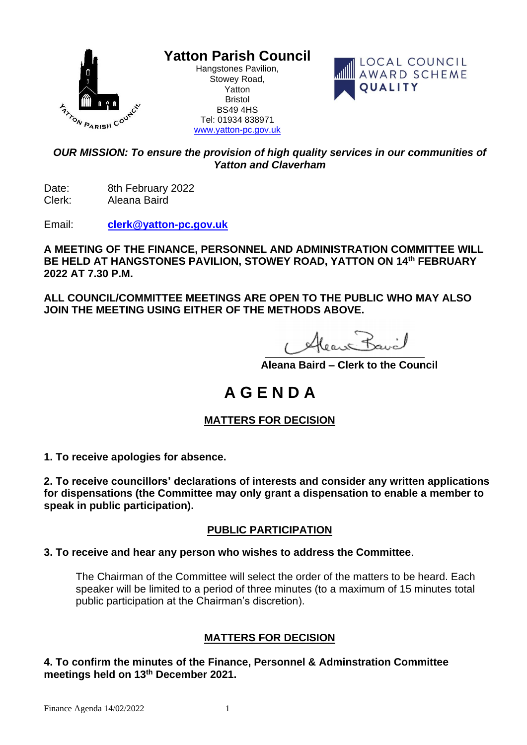# Yatton Parish Council

Hangstones Pavilion,
Stowey Road,
Yatton
Bristol
BS49 4HS
Tel: 01934 838971
www.yatton-pc.gov.uk

LOCAL COUNCIL AWARD SCHEME QUALITY

***OUR MISSION: To ensure the provision of high quality services in our communities of Yatton and Claverham***

Date: 8th February 2022
Clerk: Aleana Baird

Email: **clerk@yatton-pc.gov.uk**

**A MEETING OF THE FINANCE, PERSONNEL AND ADMINISTRATION COMMITTEE WILL BE HELD AT HANGSTONES PAVILION, STOWEY ROAD, YATTON ON 14th FEBRUARY 2022 AT 7.30 P.M.**

**ALL COUNCIL/COMMITTEE MEETINGS ARE OPEN TO THE PUBLIC WHO MAY ALSO JOIN THE MEETING USING EITHER OF THE METHODS ABOVE.**

**Aleana Baird – Clerk to the Council**

# A G E N D A

## MATTERS FOR DECISION

**1. To receive apologies for absence.**

**2. To receive councillors' declarations of interests and consider any written applications for dispensations (the Committee may only grant a dispensation to enable a member to speak in public participation).**

## PUBLIC PARTICIPATION

**3. To receive and hear any person who wishes to address the Committee**.

The Chairman of the Committee will select the order of the matters to be heard. Each speaker will be limited to a period of three minutes (to a maximum of 15 minutes total public participation at the Chairman's discretion).

## MATTERS FOR DECISION

**4. To confirm the minutes of the Finance, Personnel & Adminstration Committee meetings held on 13th December 2021.**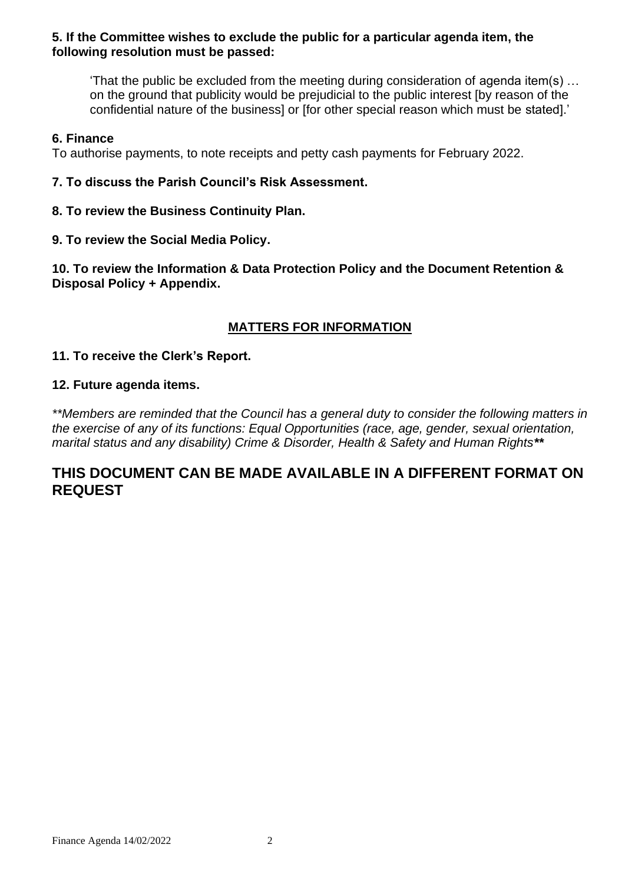**5. If the Committee wishes to exclude the public for a particular agenda item, the following resolution must be passed:**

> 'That the public be excluded from the meeting during consideration of agenda item(s) … on the ground that publicity would be prejudicial to the public interest [by reason of the confidential nature of the business] or [for other special reason which must be stated].'

**6. Finance**

To authorise payments, to note receipts and petty cash payments for February 2022.

**7. To discuss the Parish Council's Risk Assessment.**

**8. To review the Business Continuity Plan.**

**9. To review the Social Media Policy.**

**10. To review the Information & Data Protection Policy and the Document Retention & Disposal Policy + Appendix.**

## MATTERS FOR INFORMATION

**11. To receive the Clerk's Report.**

**12. Future agenda items.**

*\*\*Members are reminded that the Council has a general duty to consider the following matters in the exercise of any of its functions: Equal Opportunities (race, age, gender, sexual orientation, marital status and any disability) Crime & Disorder, Health & Safety and Human Rights\*\**

## THIS DOCUMENT CAN BE MADE AVAILABLE IN A DIFFERENT FORMAT ON REQUEST